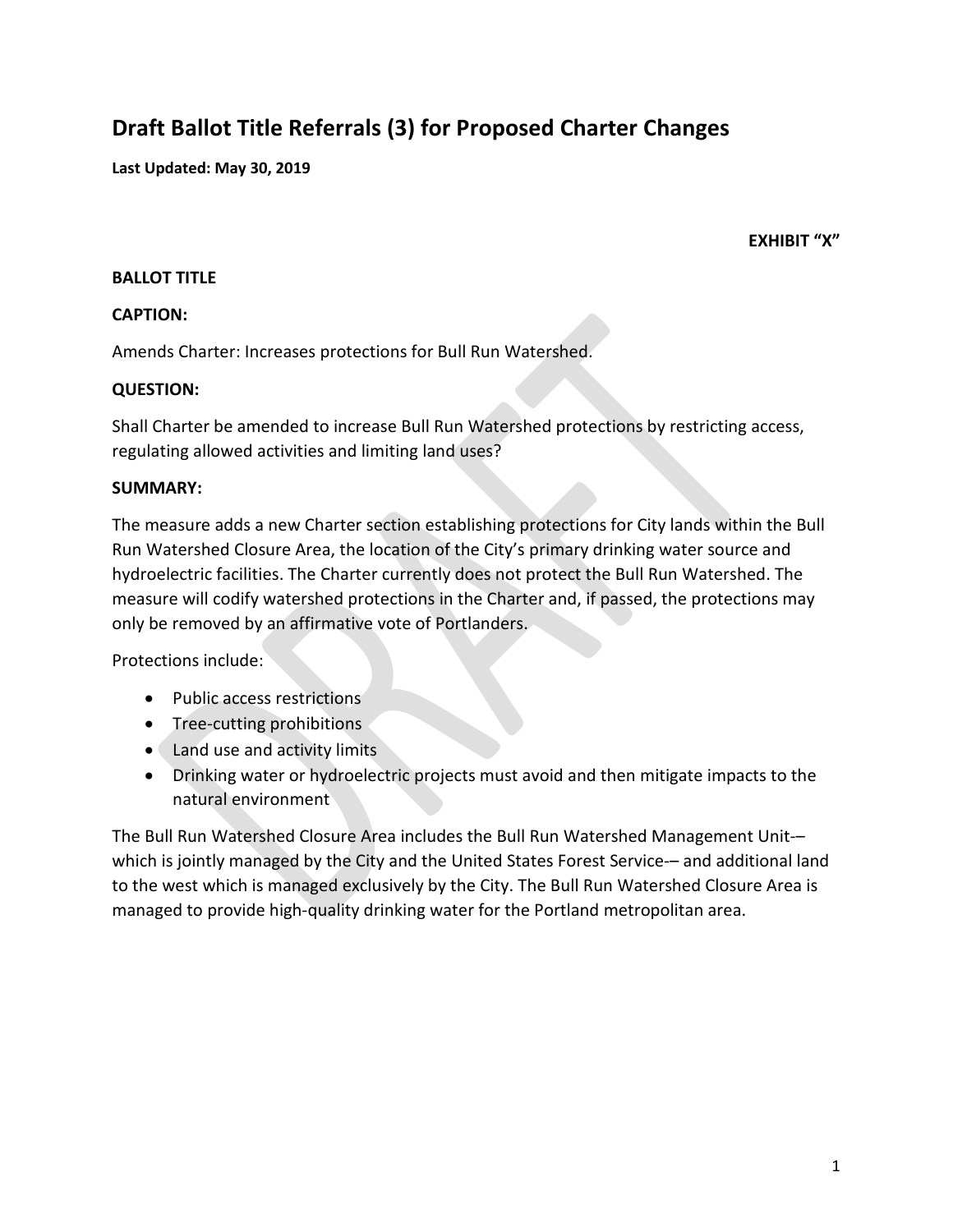# Draft Ballot Title Referrals (3) for Proposed Charter Changes

**Last Updated: May 30, 2019**

**EXHIBIT "X"**

**BALLOT TITLE**

**CAPTION:**

Amends Charter: Increases protections for Bull Run Watershed.

**QUESTION:**

Shall Charter be amended to increase Bull Run Watershed protections by restricting access, regulating allowed activities and limiting land uses?

**SUMMARY:**

The measure adds a new Charter section establishing protections for City lands within the Bull Run Watershed Closure Area, the location of the City's primary drinking water source and hydroelectric facilities. The Charter currently does not protect the Bull Run Watershed. The measure will codify watershed protections in the Charter and, if passed, the protections may only be removed by an affirmative vote of Portlanders.

Protections include:

- Public access restrictions
- Tree-cutting prohibitions
- Land use and activity limits
- Drinking water or hydroelectric projects must avoid and then mitigate impacts to the natural environment

The Bull Run Watershed Closure Area includes the Bull Run Watershed Management Unit-– which is jointly managed by the City and the United States Forest Service-– and additional land to the west which is managed exclusively by the City. The Bull Run Watershed Closure Area is managed to provide high-quality drinking water for the Portland metropolitan area.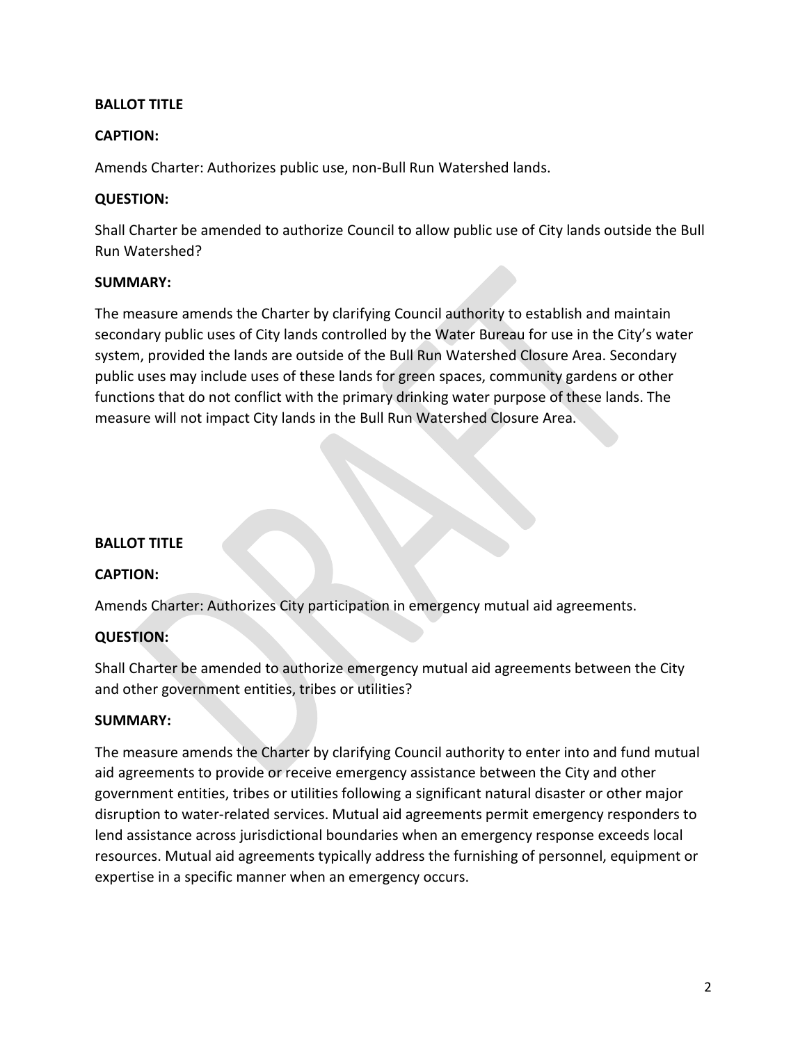**BALLOT TITLE**

**CAPTION:**

Amends Charter: Authorizes public use, non-Bull Run Watershed lands.

**QUESTION:**

Shall Charter be amended to authorize Council to allow public use of City lands outside the Bull Run Watershed?

**SUMMARY:**

The measure amends the Charter by clarifying Council authority to establish and maintain secondary public uses of City lands controlled by the Water Bureau for use in the City's water system, provided the lands are outside of the Bull Run Watershed Closure Area. Secondary public uses may include uses of these lands for green spaces, community gardens or other functions that do not conflict with the primary drinking water purpose of these lands. The measure will not impact City lands in the Bull Run Watershed Closure Area.

**BALLOT TITLE**

**CAPTION:**

Amends Charter: Authorizes City participation in emergency mutual aid agreements.

**QUESTION:**

Shall Charter be amended to authorize emergency mutual aid agreements between the City and other government entities, tribes or utilities?

**SUMMARY:**

The measure amends the Charter by clarifying Council authority to enter into and fund mutual aid agreements to provide or receive emergency assistance between the City and other government entities, tribes or utilities following a significant natural disaster or other major disruption to water-related services. Mutual aid agreements permit emergency responders to lend assistance across jurisdictional boundaries when an emergency response exceeds local resources. Mutual aid agreements typically address the furnishing of personnel, equipment or expertise in a specific manner when an emergency occurs.